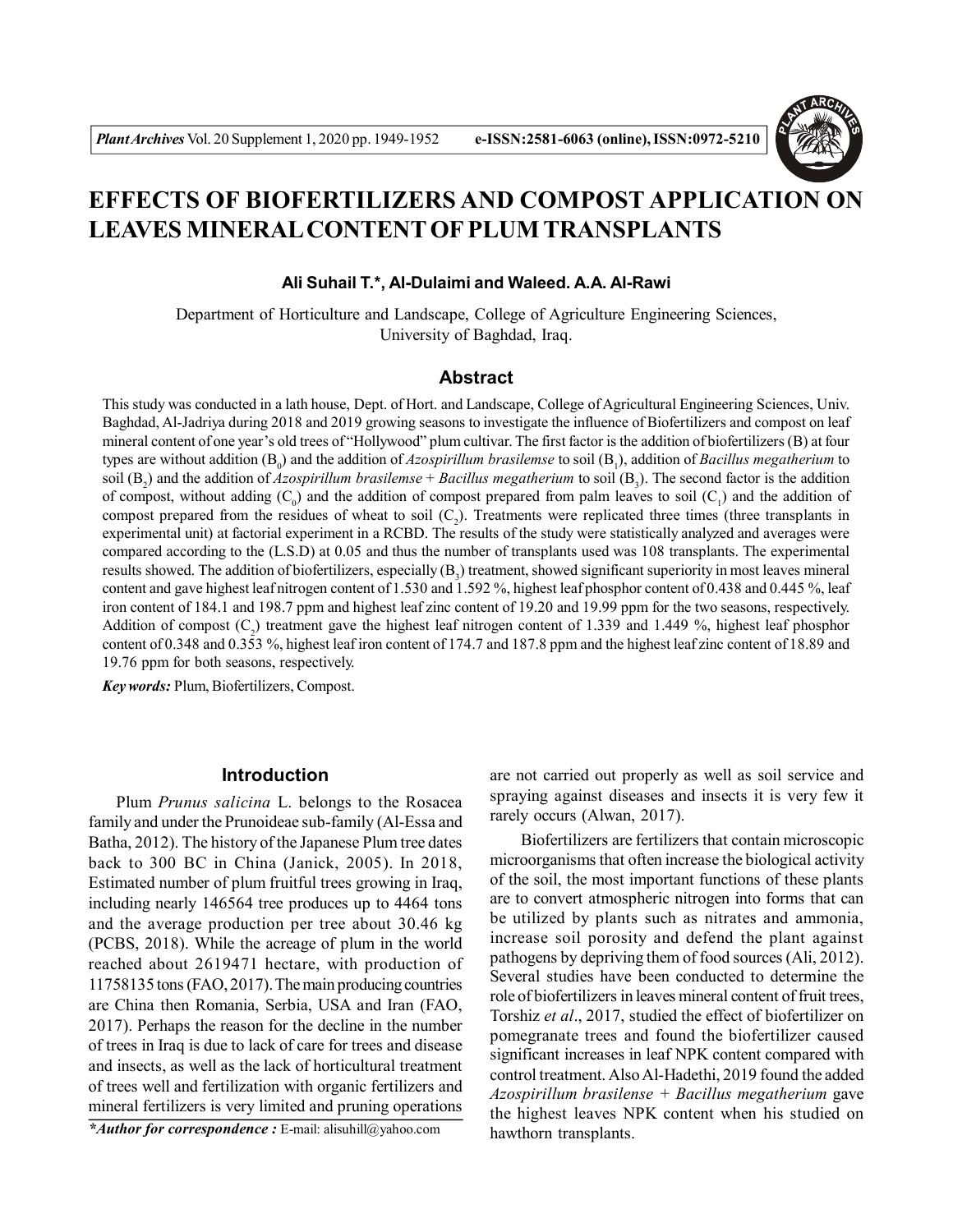# EFFECTS OF BIOFERTILIZERS AND COMPOST APPLICATION ON LEAVES MINERAL CONTENT OF PLUM TRANSPLANTS

**Ali Suhail T.*, Al-Dulaimi and Waleed. A.A. Al-Rawi**

Department of Horticulture and Landscape, College of Agriculture Engineering Sciences, University of Baghdad, Iraq.

## Abstract

This study was conducted in a lath house, Dept. of Hort. and Landscape, College of Agricultural Engineering Sciences, Univ. Baghdad, Al-Jadriya during 2018 and 2019 growing seasons to investigate the influence of Biofertilizers and compost on leaf mineral content of one year's old trees of "Hollywood" plum cultivar. The first factor is the addition of biofertilizers (B) at four types are without addition ($B_0$) and the addition of *Azospirillum brasilemse* to soil ($B_1$), addition of *Bacillus megatherium* to soil ($B_2$) and the addition of *Azospirillum brasilemse* + *Bacillus megatherium* to soil ($B_3$). The second factor is the addition of compost, without adding ($C_0$) and the addition of compost prepared from palm leaves to soil ($C_1$) and the addition of compost prepared from the residues of wheat to soil ($C_2$). Treatments were replicated three times (three transplants in experimental unit) at factorial experiment in a RCBD. The results of the study were statistically analyzed and averages were compared according to the (L.S.D) at 0.05 and thus the number of transplants used was 108 transplants. The experimental results showed. The addition of biofertilizers, especially ($B_3$) treatment, showed significant superiority in most leaves mineral content and gave highest leaf nitrogen content of 1.530 and 1.592 %, highest leaf phosphor content of 0.438 and 0.445 %, leaf iron content of 184.1 and 198.7 ppm and highest leaf zinc content of 19.20 and 19.99 ppm for the two seasons, respectively. Addition of compost ($C_2$) treatment gave the highest leaf nitrogen content of 1.339 and 1.449 %, highest leaf phosphor content of 0.348 and 0.353 %, highest leaf iron content of 174.7 and 187.8 ppm and the highest leaf zinc content of 18.89 and 19.76 ppm for both seasons, respectively.

***Key words:*** Plum, Biofertilizers, Compost.

## Introduction

Plum *Prunus salicina* L. belongs to the Rosacea family and under the Prunoideae sub-family (Al-Essa and Batha, 2012). The history of the Japanese Plum tree dates back to 300 BC in China (Janick, 2005). In 2018, Estimated number of plum fruitful trees growing in Iraq, including nearly 146564 tree produces up to 4464 tons and the average production per tree about 30.46 kg (PCBS, 2018). While the acreage of plum in the world reached about 2619471 hectare, with production of 11758135 tons (FAO, 2017). The main producing countries are China then Romania, Serbia, USA and Iran (FAO, 2017). Perhaps the reason for the decline in the number of trees in Iraq is due to lack of care for trees and disease and insects, as well as the lack of horticultural treatment of trees well and fertilization with organic fertilizers and mineral fertilizers is very limited and pruning operations are not carried out properly as well as soil service and spraying against diseases and insects it is very few it rarely occurs (Alwan, 2017).

Biofertilizers are fertilizers that contain microscopic microorganisms that often increase the biological activity of the soil, the most important functions of these plants are to convert atmospheric nitrogen into forms that can be utilized by plants such as nitrates and ammonia, increase soil porosity and defend the plant against pathogens by depriving them of food sources (Ali, 2012). Several studies have been conducted to determine the role of biofertilizers in leaves mineral content of fruit trees, Torshiz *et al*., 2017, studied the effect of biofertilizer on pomegranate trees and found the biofertilizer caused significant increases in leaf NPK content compared with control treatment. Also Al-Hadethi, 2019 found the added *Azospirillum brasilense* + *Bacillus megatherium* gave the highest leaves NPK content when his studied on hawthorn transplants.

***Author for correspondence :** E-mail: alisuhill@yahoo.com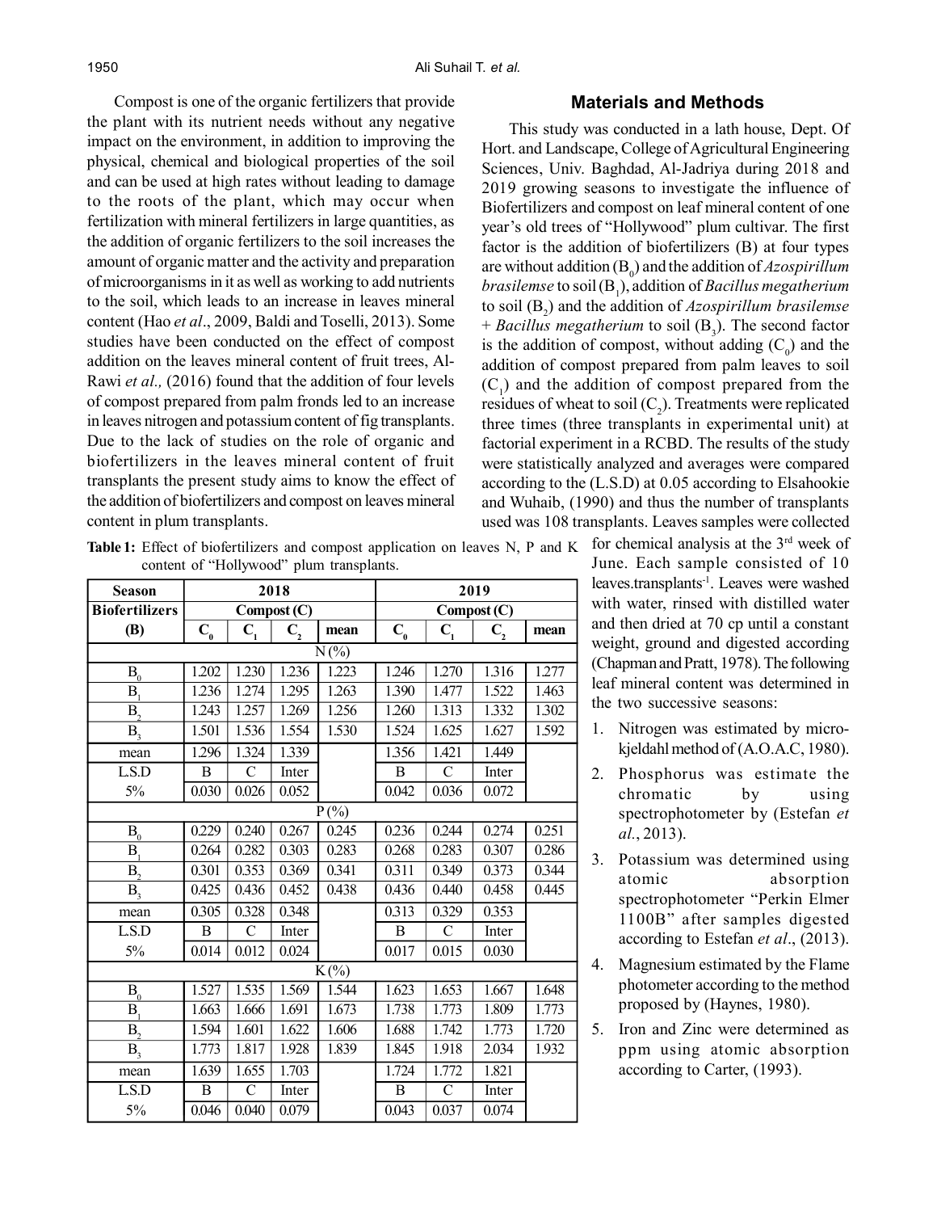Compost is one of the organic fertilizers that provide the plant with its nutrient needs without any negative impact on the environment, in addition to improving the physical, chemical and biological properties of the soil and can be used at high rates without leading to damage to the roots of the plant, which may occur when fertilization with mineral fertilizers in large quantities, as the addition of organic fertilizers to the soil increases the amount of organic matter and the activity and preparation of microorganisms in it as well as working to add nutrients to the soil, which leads to an increase in leaves mineral content (Hao *et al*., 2009, Baldi and Toselli, 2013). Some studies have been conducted on the effect of compost addition on the leaves mineral content of fruit trees, Al-Rawi *et al.,* (2016) found that the addition of four levels of compost prepared from palm fronds led to an increase in leaves nitrogen and potassium content of fig transplants. Due to the lack of studies on the role of organic and biofertilizers in the leaves mineral content of fruit transplants the present study aims to know the effect of the addition of biofertilizers and compost on leaves mineral content in plum transplants.

**Table 1:** Effect of biofertilizers and compost application on leaves N, P and K content of "Hollywood" plum transplants.

| Season | 2018 | | | | 2019 | | | |
|---|---|---|---|---|---|---|---|---|
| Biofertilizers | Compost (C) | | | | Compost (C) | | | |
| (B) | $C_0$ | $C_1$ | $C_2$ | mean | $C_0$ | $C_1$ | $C_2$ | mean |
| | | | | N (%) | | | | |
| $B_0$ | 1.202 | 1.230 | 1.236 | 1.223 | 1.246 | 1.270 | 1.316 | 1.277 |
| $B_1$ | 1.236 | 1.274 | 1.295 | 1.263 | 1.390 | 1.477 | 1.522 | 1.463 |
| $B_2$ | 1.243 | 1.257 | 1.269 | 1.256 | 1.260 | 1.313 | 1.332 | 1.302 |
| $B_3$ | 1.501 | 1.536 | 1.554 | 1.530 | 1.524 | 1.625 | 1.627 | 1.592 |
| mean | 1.296 | 1.324 | 1.339 | | 1.356 | 1.421 | 1.449 | |
| L.S.D | B | C | Inter | | B | C | Inter | |
| 5% | 0.030 | 0.026 | 0.052 | | 0.042 | 0.036 | 0.072 | |
| | | | | P (%) | | | | |
| $B_0$ | 0.229 | 0.240 | 0.267 | 0.245 | 0.236 | 0.244 | 0.274 | 0.251 |
| $B_1$ | 0.264 | 0.282 | 0.303 | 0.283 | 0.268 | 0.283 | 0.307 | 0.286 |
| $B_2$ | 0.301 | 0.353 | 0.369 | 0.341 | 0.311 | 0.349 | 0.373 | 0.344 |
| $B_3$ | 0.425 | 0.436 | 0.452 | 0.438 | 0.436 | 0.440 | 0.458 | 0.445 |
| mean | 0.305 | 0.328 | 0.348 | | 0.313 | 0.329 | 0.353 | |
| L.S.D | B | C | Inter | | B | C | Inter | |
| 5% | 0.014 | 0.012 | 0.024 | | 0.017 | 0.015 | 0.030 | |
| | | | | K (%) | | | | |
| $B_0$ | 1.527 | 1.535 | 1.569 | 1.544 | 1.623 | 1.653 | 1.667 | 1.648 |
| $B_1$ | 1.663 | 1.666 | 1.691 | 1.673 | 1.738 | 1.773 | 1.809 | 1.773 |
| $B_2$ | 1.594 | 1.601 | 1.622 | 1.606 | 1.688 | 1.742 | 1.773 | 1.720 |
| $B_3$ | 1.773 | 1.817 | 1.928 | 1.839 | 1.845 | 1.918 | 2.034 | 1.932 |
| mean | 1.639 | 1.655 | 1.703 | | 1.724 | 1.772 | 1.821 | |
| L.S.D | B | C | Inter | | B | C | Inter | |
| 5% | 0.046 | 0.040 | 0.079 | | 0.043 | 0.037 | 0.074 | |

## Materials and Methods

This study was conducted in a lath house, Dept. Of Hort. and Landscape, College of Agricultural Engineering Sciences, Univ. Baghdad, Al-Jadriya during 2018 and 2019 growing seasons to investigate the influence of Biofertilizers and compost on leaf mineral content of one year's old trees of "Hollywood" plum cultivar. The first factor is the addition of biofertilizers (B) at four types are without addition ($B_0$) and the addition of *Azospirillum brasilemse* to soil ($B_1$), addition of *Bacillus megatherium* to soil ($B_2$) and the addition of *Azospirillum brasilemse + Bacillus megatherium* to soil ($B_3$). The second factor is the addition of compost, without adding ($C_0$) and the addition of compost prepared from palm leaves to soil ($C_1$) and the addition of compost prepared from the residues of wheat to soil ($C_2$). Treatments were replicated three times (three transplants in experimental unit) at factorial experiment in a RCBD. The results of the study were statistically analyzed and averages were compared according to the (L.S.D) at 0.05 according to Elsahookie and Wuhaib, (1990) and thus the number of transplants used was 108 transplants. Leaves samples were collected for chemical analysis at the 3rd week of June. Each sample consisted of 10 leaves.transplants$^{-1}$. Leaves were washed with water, rinsed with distilled water and then dried at 70 cp until a constant weight, ground and digested according (Chapman and Pratt, 1978). The following leaf mineral content was determined in the two successive seasons:

1. Nitrogen was estimated by micro-kjeldahl method of (A.O.A.C, 1980).
2. Phosphorus was estimate the chromatic by using spectrophotometer by (Estefan *et al.*, 2013).
3. Potassium was determined using atomic absorption spectrophotometer "Perkin Elmer 1100B" after samples digested according to Estefan *et al*., (2013).
4. Magnesium estimated by the Flame photometer according to the method proposed by (Haynes, 1980).
5. Iron and Zinc were determined as ppm using atomic absorption according to Carter, (1993).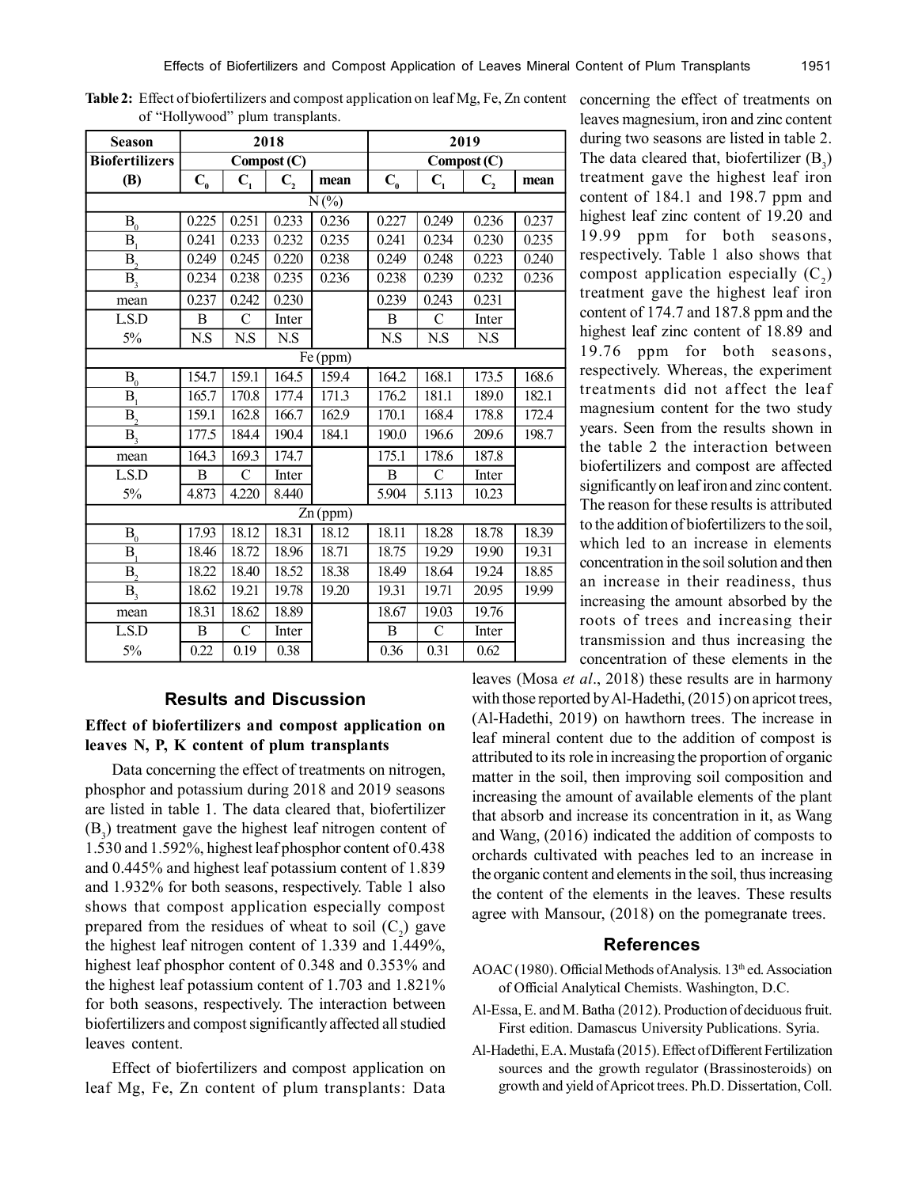**Table 2:** Effect of biofertilizers and compost application on leaf Mg, Fe, Zn content of "Hollywood" plum transplants.

| Season | 2018 | | | | 2019 | | | |
|---|---|---|---|---|---|---|---|---|
| Biofertilizers | Compost (C) | | | | Compost (C) | | | |
| (B) | $C_0$ | $C_1$ | $C_2$ | mean | $C_0$ | $C_1$ | $C_2$ | mean |
| N (%) | | | | | | | | |
| $B_0$ | 0.225 | 0.251 | 0.233 | 0.236 | 0.227 | 0.249 | 0.236 | 0.237 |
| $B_1$ | 0.241 | 0.233 | 0.232 | 0.235 | 0.241 | 0.234 | 0.230 | 0.235 |
| $B_2$ | 0.249 | 0.245 | 0.220 | 0.238 | 0.249 | 0.248 | 0.223 | 0.240 |
| $B_3$ | 0.234 | 0.238 | 0.235 | 0.236 | 0.238 | 0.239 | 0.232 | 0.236 |
| mean | 0.237 | 0.242 | 0.230 | | 0.239 | 0.243 | 0.231 | |
| L.S.D | B | C | Inter | | B | C | Inter | |
| 5% | N.S | N.S | N.S | | N.S | N.S | N.S | |
| Fe (ppm) | | | | | | | | |
| $B_0$ | 154.7 | 159.1 | 164.5 | 159.4 | 164.2 | 168.1 | 173.5 | 168.6 |
| $B_1$ | 165.7 | 170.8 | 177.4 | 171.3 | 176.2 | 181.1 | 189.0 | 182.1 |
| $B_2$ | 159.1 | 162.8 | 166.7 | 162.9 | 170.1 | 168.4 | 178.8 | 172.4 |
| $B_3$ | 177.5 | 184.4 | 190.4 | 184.1 | 190.0 | 196.6 | 209.6 | 198.7 |
| mean | 164.3 | 169.3 | 174.7 | | 175.1 | 178.6 | 187.8 | |
| L.S.D | B | C | Inter | | B | C | Inter | |
| 5% | 4.873 | 4.220 | 8.440 | | 5.904 | 5.113 | 10.23 | |
| Zn (ppm) | | | | | | | | |
| $B_0$ | 17.93 | 18.12 | 18.31 | 18.12 | 18.11 | 18.28 | 18.78 | 18.39 |
| $B_1$ | 18.46 | 18.72 | 18.96 | 18.71 | 18.75 | 19.29 | 19.90 | 19.31 |
| $B_2$ | 18.22 | 18.40 | 18.52 | 18.38 | 18.49 | 18.64 | 19.24 | 18.85 |
| $B_3$ | 18.62 | 19.21 | 19.78 | 19.20 | 19.31 | 19.71 | 20.95 | 19.99 |
| mean | 18.31 | 18.62 | 18.89 | | 18.67 | 19.03 | 19.76 | |
| L.S.D | B | C | Inter | | B | C | Inter | |
| 5% | 0.22 | 0.19 | 0.38 | | 0.36 | 0.31 | 0.62 | |

## Results and Discussion

### Effect of biofertilizers and compost application on leaves N, P, K content of plum transplants

Data concerning the effect of treatments on nitrogen, phosphor and potassium during 2018 and 2019 seasons are listed in table 1. The data cleared that, biofertilizer ($B_3$) treatment gave the highest leaf nitrogen content of 1.530 and 1.592%, highest leaf phosphor content of 0.438 and 0.445% and highest leaf potassium content of 1.839 and 1.932% for both seasons, respectively. Table 1 also shows that compost application especially compost prepared from the residues of wheat to soil ($C_2$) gave the highest leaf nitrogen content of 1.339 and 1.449%, highest leaf phosphor content of 0.348 and 0.353% and the highest leaf potassium content of 1.703 and 1.821% for both seasons, respectively. The interaction between biofertilizers and compost significantly affected all studied leaves content.

Effect of biofertilizers and compost application on leaf Mg, Fe, Zn content of plum transplants: Data concerning the effect of treatments on leaves magnesium, iron and zinc content during two seasons are listed in table 2. The data cleared that, biofertilizer ($B_3$) treatment gave the highest leaf iron content of 184.1 and 198.7 ppm and highest leaf zinc content of 19.20 and 19.99 ppm for both seasons, respectively. Table 1 also shows that compost application especially ($C_2$) treatment gave the highest leaf iron content of 174.7 and 187.8 ppm and the highest leaf zinc content of 18.89 and 19.76 ppm for both seasons, respectively. Whereas, the experiment treatments did not affect the leaf magnesium content for the two study years. Seen from the results shown in the table 2 the interaction between biofertilizers and compost are affected significantly on leaf iron and zinc content. The reason for these results is attributed to the addition of biofertilizers to the soil, which led to an increase in elements concentration in the soil solution and then an increase in their readiness, thus increasing the amount absorbed by the roots of trees and increasing their transmission and thus increasing the concentration of these elements in the leaves (Mosa *et al*., 2018) these results are in harmony with those reported by Al-Hadethi, (2015) on apricot trees, (Al-Hadethi, 2019) on hawthorn trees. The increase in leaf mineral content due to the addition of compost is attributed to its role in increasing the proportion of organic matter in the soil, then improving soil composition and increasing the amount of available elements of the plant that absorb and increase its concentration in it, as Wang and Wang, (2016) indicated the addition of composts to orchards cultivated with peaches led to an increase in the organic content and elements in the soil, thus increasing the content of the elements in the leaves. These results agree with Mansour, (2018) on the pomegranate trees.

## References

AOAC (1980). Official Methods of Analysis. 13th ed. Association of Official Analytical Chemists. Washington, D.C.

Al-Essa, E. and M. Batha (2012). Production of deciduous fruit. First edition. Damascus University Publications. Syria.

Al-Hadethi, E.A. Mustafa (2015). Effect of Different Fertilization sources and the growth regulator (Brassinosteroids) on growth and yield of Apricot trees. Ph.D. Dissertation, Coll.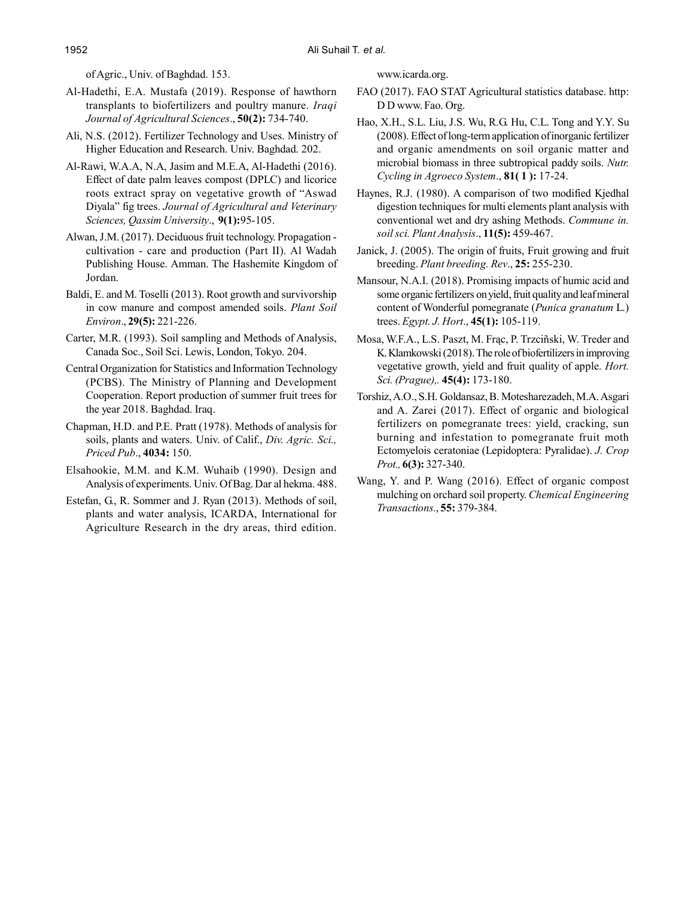of Agric., Univ. of Baghdad. 153.

Al-Hadethi, E.A. Mustafa (2019). Response of hawthorn transplants to biofertilizers and poultry manure. *Iraqi Journal of Agricultural Sciences*., **50(2):** 734-740.

Ali, N.S. (2012). Fertilizer Technology and Uses. Ministry of Higher Education and Research. Univ. Baghdad. 202.

Al-Rawi, W.A.A, N.A, Jasim and M.E.A, Al-Hadethi (2016). Effect of date palm leaves compost (DPLC) and licorice roots extract spray on vegetative growth of "Aswad Diyala" fig trees. *Journal of Agricultural and Veterinary Sciences, Qassim University*., **9(1):**95-105.

Alwan, J.M. (2017). Deciduous fruit technology. Propagation - cultivation - care and production (Part II). Al Wadah Publishing House. Amman. The Hashemite Kingdom of Jordan.

Baldi, E. and M. Toselli (2013). Root growth and survivorship in cow manure and compost amended soils. *Plant Soil Environ*., **29(5):** 221-226.

Carter, M.R. (1993). Soil sampling and Methods of Analysis, Canada Soc., Soil Sci. Lewis, London, Tokyo. 204.

Central Organization for Statistics and Information Technology (PCBS). The Ministry of Planning and Development Cooperation. Report production of summer fruit trees for the year 2018. Baghdad. Iraq.

Chapman, H.D. and P.E. Pratt (1978). Methods of analysis for soils, plants and waters. Univ. of Calif., *Div. Agric. Sci., Priced Pub*., **4034:** 150.

Elsahookie, M.M. and K.M. Wuhaib (1990). Design and Analysis of experiments. Univ. Of Bag. Dar al hekma. 488.

Estefan, G., R. Sommer and J. Ryan (2013). Methods of soil, plants and water analysis, ICARDA, International for Agriculture Research in the dry areas, third edition. www.icarda.org.

FAO (2017). FAO STAT Agricultural statistics database. http: D D www. Fao. Org.

Hao, X.H., S.L. Liu, J.S. Wu, R.G. Hu, C.L. Tong and Y.Y. Su (2008). Effect of long-term application of inorganic fertilizer and organic amendments on soil organic matter and microbial biomass in three subtropical paddy soils. *Nutr. Cycling in Agroeco System*., **81( 1 ):** 17-24.

Haynes, R.J. (1980). A comparison of two modified Kjedhal digestion techniques for multi elements plant analysis with conventional wet and dry ashing Methods. *Commune in. soil sci. Plant Analysis*., **11(5):** 459-467.

Janick, J. (2005). The origin of fruits, Fruit growing and fruit breeding. *Plant breeding. Rev*., **25:** 255-230.

Mansour, N.A.I. (2018). Promising impacts of humic acid and some organic fertilizers on yield, fruit quality and leaf mineral content of Wonderful pomegranate (*Punica granatum* L.) trees. *Egypt. J. Hort*., **45(1):** 105-119.

Mosa, W.F.A., L.S. Paszt, M. Frąc, P. Trzciñski, W. Treder and K. Klamkowski (2018). The role of biofertilizers in improving vegetative growth, yield and fruit quality of apple. *Hort. Sci. (Prague),*. **45(4):** 173-180.

Torshiz, A.O., S.H. Goldansaz, B. Motesharezadeh, M.A. Asgari and A. Zarei (2017). Effect of organic and biological fertilizers on pomegranate trees: yield, cracking, sun burning and infestation to pomegranate fruit moth Ectomyelois ceratoniae (Lepidoptera: Pyralidae). *J. Crop Prot.,* **6(3):** 327-340.

Wang, Y. and P. Wang (2016). Effect of organic compost mulching on orchard soil property. *Chemical Engineering Transactions*., **55:** 379-384.